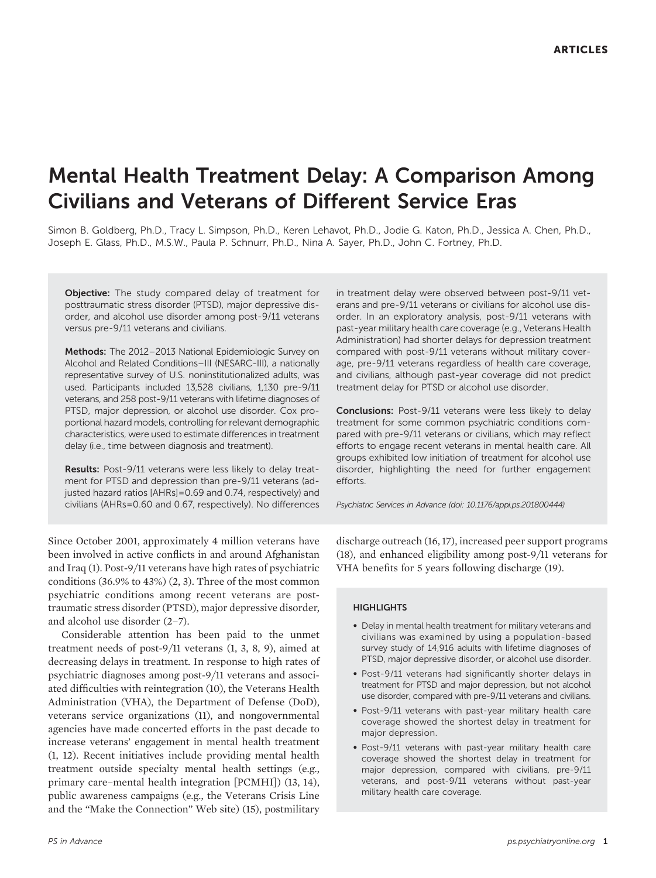# Mental Health Treatment Delay: A Comparison Among Civilians and Veterans of Different Service Eras

Simon B. Goldberg, Ph.D., Tracy L. Simpson, Ph.D., Keren Lehavot, Ph.D., Jodie G. Katon, Ph.D., Jessica A. Chen, Ph.D., Joseph E. Glass, Ph.D., M.S.W., Paula P. Schnurr, Ph.D., Nina A. Sayer, Ph.D., John C. Fortney, Ph.D.

**Objective:** The study compared delay of treatment for posttraumatic stress disorder (PTSD), major depressive disorder, and alcohol use disorder among post-9/11 veterans versus pre-9/11 veterans and civilians.

**Methods:** The 2012–2013 National Epidemiologic Survey on Alcohol and Related Conditions–III (NESARC-III), a nationally representative survey of U.S. noninstitutionalized adults, was used. Participants included 13,528 civilians, 1,130 pre-9/11 veterans, and 258 post-9/11 veterans with lifetime diagnoses of PTSD, major depression, or alcohol use disorder. Cox proportional hazard models, controlling for relevant demographic characteristics, were used to estimate differences in treatment delay (i.e., time between diagnosis and treatment).

**Results:** Post-9/11 veterans were less likely to delay treatment for PTSD and depression than pre-9/11 veterans (adjusted hazard ratios [AHRs]=0.69 and 0.74, respectively) and civilians (AHRs=0.60 and 0.67, respectively). No differences in treatment delay were observed between post-9/11 veterans and pre-9/11 veterans or civilians for alcohol use disorder. In an exploratory analysis, post-9/11 veterans with past-year military health care coverage (e.g., Veterans Health Administration) had shorter delays for depression treatment compared with post-9/11 veterans without military coverage, pre-9/11 veterans regardless of health care coverage, and civilians, although past-year coverage did not predict treatment delay for PTSD or alcohol use disorder.

**Conclusions:** Post-9/11 veterans were less likely to delay treatment for some common psychiatric conditions compared with pre-9/11 veterans or civilians, which may reflect efforts to engage recent veterans in mental health care. All groups exhibited low initiation of treatment for alcohol use disorder, highlighting the need for further engagement efforts.

*Psychiatric Services in Advance (doi: 10.1176/appi.ps.201800444)*

Since October 2001, approximately 4 million veterans have been involved in active conflicts in and around Afghanistan and Iraq (1). Post-9/11 veterans have high rates of psychiatric conditions (36.9% to 43%) (2, 3). Three of the most common psychiatric conditions among recent veterans are posttraumatic stress disorder (PTSD), major depressive disorder, and alcohol use disorder (2–7).

Considerable attention has been paid to the unmet treatment needs of post-9/11 veterans (1, 3, 8, 9), aimed at decreasing delays in treatment. In response to high rates of psychiatric diagnoses among post-9/11 veterans and associated difficulties with reintegration (10), the Veterans Health Administration (VHA), the Department of Defense (DoD), veterans service organizations (11), and nongovernmental agencies have made concerted efforts in the past decade to increase veterans' engagement in mental health treatment (1, 12). Recent initiatives include providing mental health treatment outside specialty mental health settings (e.g., primary care–mental health integration [PCMHI]) (13, 14), public awareness campaigns (e.g., the Veterans Crisis Line and the "Make the Connection" Web site) (15), postmilitary discharge outreach (16, 17), increased peer support programs (18), and enhanced eligibility among post-9/11 veterans for VHA benefits for 5 years following discharge (19).

#### HIGHLIGHTS

- Delay in mental health treatment for military veterans and civilians was examined by using a population-based survey study of 14,916 adults with lifetime diagnoses of PTSD, major depressive disorder, or alcohol use disorder.
- Post-9/11 veterans had significantly shorter delays in treatment for PTSD and major depression, but not alcohol use disorder, compared with pre-9/11 veterans and civilians.
- Post-9/11 veterans with past-year military health care coverage showed the shortest delay in treatment for major depression.
- Post-9/11 veterans with past-year military health care coverage showed the shortest delay in treatment for major depression, compared with civilians, pre-9/11 veterans, and post-9/11 veterans without past-year military health care coverage.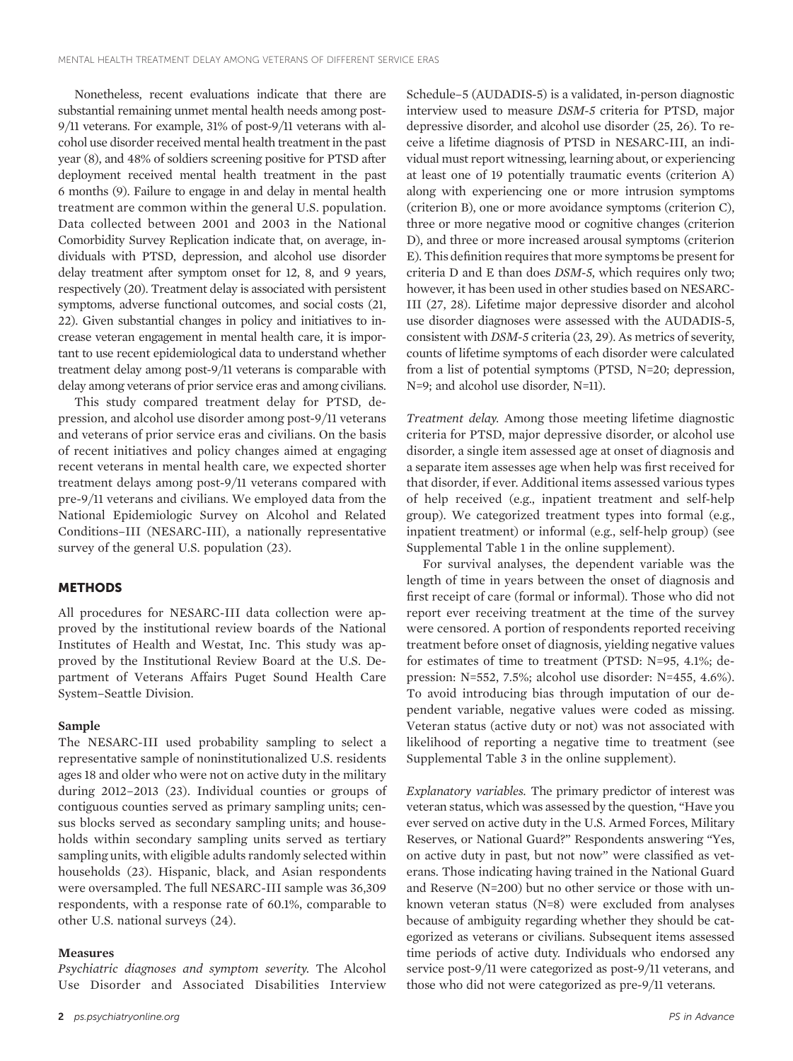Nonetheless, recent evaluations indicate that there are substantial remaining unmet mental health needs among post-9/11 veterans. For example, 31% of post-9/11 veterans with alcohol use disorder received mental health treatment in the past year (8), and 48% of soldiers screening positive for PTSD after deployment received mental health treatment in the past 6 months (9). Failure to engage in and delay in mental health treatment are common within the general U.S. population. Data collected between 2001 and 2003 in the National Comorbidity Survey Replication indicate that, on average, individuals with PTSD, depression, and alcohol use disorder delay treatment after symptom onset for 12, 8, and 9 years, respectively (20). Treatment delay is associated with persistent symptoms, adverse functional outcomes, and social costs (21, 22). Given substantial changes in policy and initiatives to increase veteran engagement in mental health care, it is important to use recent epidemiological data to understand whether treatment delay among post-9/11 veterans is comparable with delay among veterans of prior service eras and among civilians.

This study compared treatment delay for PTSD, depression, and alcohol use disorder among post-9/11 veterans and veterans of prior service eras and civilians. On the basis of recent initiatives and policy changes aimed at engaging recent veterans in mental health care, we expected shorter treatment delays among post-9/11 veterans compared with pre-9/11 veterans and civilians. We employed data from the National Epidemiologic Survey on Alcohol and Related Conditions–III (NESARC-III), a nationally representative survey of the general U.S. population (23).

## METHODS

All procedures for NESARC-III data collection were approved by the institutional review boards of the National Institutes of Health and Westat, Inc. This study was approved by the Institutional Review Board at the U.S. Department of Veterans Affairs Puget Sound Health Care System–Seattle Division.

### Sample

The NESARC-III used probability sampling to select a representative sample of noninstitutionalized U.S. residents ages 18 and older who were not on active duty in the military during 2012–2013 (23). Individual counties or groups of contiguous counties served as primary sampling units; census blocks served as secondary sampling units; and households within secondary sampling units served as tertiary sampling units, with eligible adults randomly selected within households (23). Hispanic, black, and Asian respondents were oversampled. The full NESARC-III sample was 36,309 respondents, with a response rate of 60.1%, comparable to other U.S. national surveys (24).

### Measures

*Psychiatric diagnoses and symptom severity.* The Alcohol Use Disorder and Associated Disabilities Interview Schedule–5 (AUDADIS-5) is a validated, in-person diagnostic interview used to measure *DSM-5* criteria for PTSD, major depressive disorder, and alcohol use disorder (25, 26). To receive a lifetime diagnosis of PTSD in NESARC-III, an individual must report witnessing, learning about, or experiencing at least one of 19 potentially traumatic events (criterion A) along with experiencing one or more intrusion symptoms (criterion B), one or more avoidance symptoms (criterion C), three or more negative mood or cognitive changes (criterion D), and three or more increased arousal symptoms (criterion E). This definition requires that more symptoms be present for criteria D and E than does *DSM-5*, which requires only two; however, it has been used in other studies based on NESARC-III (27, 28). Lifetime major depressive disorder and alcohol use disorder diagnoses were assessed with the AUDADIS-5, consistent with *DSM-5* criteria (23, 29). As metrics of severity, counts of lifetime symptoms of each disorder were calculated from a list of potential symptoms (PTSD, N=20; depression, N=9; and alcohol use disorder, N=11).

*Treatment delay.* Among those meeting lifetime diagnostic criteria for PTSD, major depressive disorder, or alcohol use disorder, a single item assessed age at onset of diagnosis and a separate item assesses age when help was first received for that disorder, if ever. Additional items assessed various types of help received (e.g., inpatient treatment and self-help group). We categorized treatment types into formal (e.g., inpatient treatment) or informal (e.g., self-help group) (see Supplemental Table 1 in the online supplement).

For survival analyses, the dependent variable was the length of time in years between the onset of diagnosis and first receipt of care (formal or informal). Those who did not report ever receiving treatment at the time of the survey were censored. A portion of respondents reported receiving treatment before onset of diagnosis, yielding negative values for estimates of time to treatment (PTSD: N=95, 4.1%; depression: N=552, 7.5%; alcohol use disorder: N=455, 4.6%). To avoid introducing bias through imputation of our dependent variable, negative values were coded as missing. Veteran status (active duty or not) was not associated with likelihood of reporting a negative time to treatment (see Supplemental Table 3 in the online supplement).

*Explanatory variables.* The primary predictor of interest was veteran status, which was assessed by the question, "Have you ever served on active duty in the U.S. Armed Forces, Military Reserves, or National Guard?" Respondents answering "Yes, on active duty in past, but not now" were classified as veterans. Those indicating having trained in the National Guard and Reserve (N=200) but no other service or those with unknown veteran status (N=8) were excluded from analyses because of ambiguity regarding whether they should be categorized as veterans or civilians. Subsequent items assessed time periods of active duty. Individuals who endorsed any service post-9/11 were categorized as post-9/11 veterans, and those who did not were categorized as pre-9/11 veterans.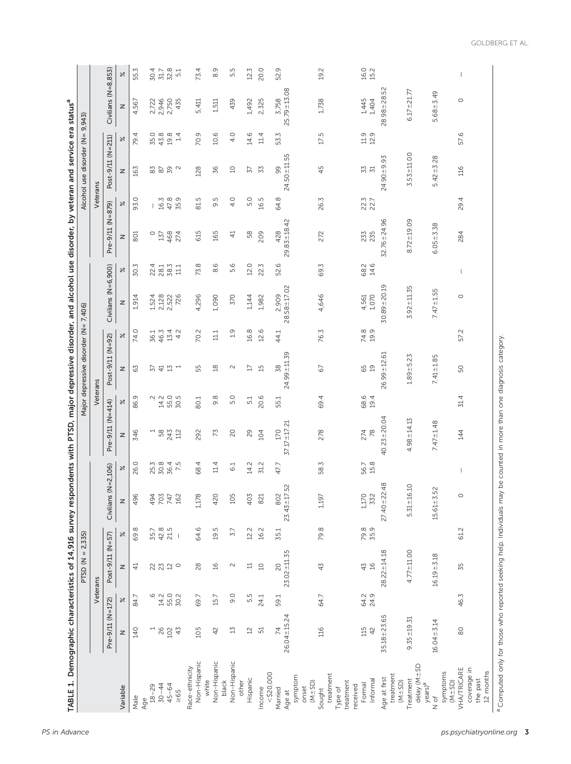**TABLE 1. Demographic characteristics of 14,916 survey respondents with PTSD, major depressive disorder, and alcohol use disorder, by veteran and service era status[a]**

| | PTSD (N = 2,335) | | | | | | Major depressive disorder (N= 7,406) | | | | | | Alcohol use disorder (N= 9,943) | | | | | |
|---|---|---|---|---|---|---|---|---|---|---|---|---|---|---|---|---|---|---|
| | Veterans | | | | | | Veterans | | | | | | Veterans | | | | | |
| | Pre-9/11 (N=172) | | Post-9/11 (N=57) | | Civilians (N=2,106) | | Pre-9/11 (N=414) | | Post-9/11 (N=92) | | Civilians (N=6,900) | | Pre-9/11 (N=879) | | Post-9/11 (N=211) | | Civilians (N=8,853) | |
| Variable | N | % | N | % | N | % | N | % | N | % | N | % | N | % | N | % | N | % |
| Male | 140 | 84.7 | 41 | 69.8 | 496 | 26.0 | 346 | 86.9 | 63 | 74.0 | 1,914 | 30.3 | 801 | 93.0 | 163 | 79.4 | 4,567 | 55.3 |
| Age | | | | | | | | | | | | | | | | | | |
| 18–29 | 1 | .6 | 22 | 35.7 | 494 | 25.3 | 1 | .2 | 37 | 36.1 | 1,524 | 22.4 | 0 | — | 83 | 35.0 | 2,722 | 30.4 |
| 30–44 | 26 | 14.2 | 23 | 42.8 | 703 | 30.8 | 58 | 14.2 | 41 | 46.3 | 2,128 | 28.1 | 137 | 16.3 | 87 | 43.8 | 2,946 | 31.7 |
| 45–64 | 102 | 55.0 | 12 | 21.5 | 747 | 36.4 | 243 | 55.0 | 13 | 13.4 | 2,522 | 38.3 | 468 | 47.8 | 39 | 19.8 | 2,750 | 32.8 |
| ≥65 | 43 | 30.2 | 0 | — | 162 | 7.5 | 112 | 30.5 | 1 | 4.2 | 726 | 11.1 | 274 | 35.9 | 2 | 1.4 | 435 | 5.1 |
| Race-ethnicity | | | | | | | | | | | | | | | | | | |
| Non-Hispanic white | 105 | 69.7 | 28 | 64.6 | 1,178 | 68.4 | 292 | 80.1 | 55 | 70.2 | 4,296 | 73.8 | 615 | 81.5 | 128 | 70.9 | 5,411 | 73.4 |
| Non-Hispanic black | 42 | 15.7 | 16 | 19.5 | 420 | 11.4 | 73 | 9.8 | 18 | 11.1 | 1,090 | 8.6 | 165 | 9.5 | 36 | 10.6 | 1,511 | 8.9 |
| Non-Hispanic other | 13 | 9.0 | 2 | 3.7 | 105 | 6.1 | 20 | 5.0 | 2 | 1.9 | 370 | 5.6 | 41 | 4.0 | 10 | 4.0 | 439 | 5.5 |
| Hispanic | 12 | 5.5 | 11 | 12.2 | 403 | 14.2 | 29 | 5.1 | 17 | 16.8 | 1,144 | 12.0 | 58 | 5.0 | 37 | 14.6 | 1,492 | 12.3 |
| Income <$20,000 | 51 | 24.1 | 10 | 16.2 | 821 | 31.2 | 104 | 20.6 | 15 | 12.6 | 1,982 | 22.3 | 209 | 16.5 | 33 | 11.4 | 2,325 | 20.0 |
| Married | 74 | 59.1 | 20 | 35.1 | 802 | 47.7 | 170 | 55.1 | 38 | 44.1 | 2,909 | 52.6 | 428 | 64.8 | 99 | 53.3 | 3,758 | 52.9 |
| Age at symptom onset (M±SD) | 26.04±15.24 | | 23.02±11.35 | | 23.43±17.52 | | 37.17±17.21 | | 24.99±11.39 | | 28.58±17.02 | | 29.83±18.42 | | 24.50±11.55 | | 25.79±13.08 | |
| Sought treatment | 116 | 64.7 | 43 | 79.8 | 1,197 | 58.3 | 278 | 69.4 | 67 | 76.3 | 4,646 | 69.3 | 272 | 26.3 | 45 | 17.5 | 1,738 | 19.2 |
| Type of treatment received | | | | | | | | | | | | | | | | | | |
| Formal | 115 | 64.2 | 43 | 79.8 | 1,170 | 56.7 | 274 | 68.6 | 65 | 74.8 | 4,561 | 68.2 | 233 | 22.3 | 33 | 11.9 | 1,445 | 16.0 |
| Informal | 42 | 24.9 | 16 | 35.9 | 332 | 15.8 | 78 | 19.4 | 19 | 19.9 | 1,070 | 14.6 | 235 | 22.7 | 31 | 12.9 | 1,404 | 15.2 |
| Age at first treatment (M±SD) | 35.18±23.65 | | 28.22±14.18 | | 27.40±22.48 | | 40.23±20.04 | | 26.99±12.61 | | 30.89±20.19 | | 32.76±24.96 | | 24.90±9.93 | | 28.98±28.52 | |
| Treatment delay (M±SD years)[a] | 9.35±19.31 | | 4.77±11.00 | | 5.31±16.10 | | 4.98±14.13 | | 1.89±5.23 | | 3.92±11.35 | | 8.72±19.09 | | 3.53±11.00 | | 6.17±21.77 | |
| N of symptoms (M±SD) | 16.04±3.14 | | 16.19±3.18 | | 15.61±3.52 | | 7.47±1.48 | | 7.41±1.85 | | 7.47±1.55 | | 6.05±3.38 | | 5.42±3.28 | | 5.68±3.49 | |
| VHA/TRICARE coverage in the past 12 months | 80 | 46.3 | 35 | 61.2 | 0 | — | 144 | 31.4 | 50 | 57.2 | 0 | — | 284 | 29.4 | 116 | 57.6 | 0 | — |

[a] Computed only for those who reported seeking help. Individuals may be counted in more than one diagnosis category.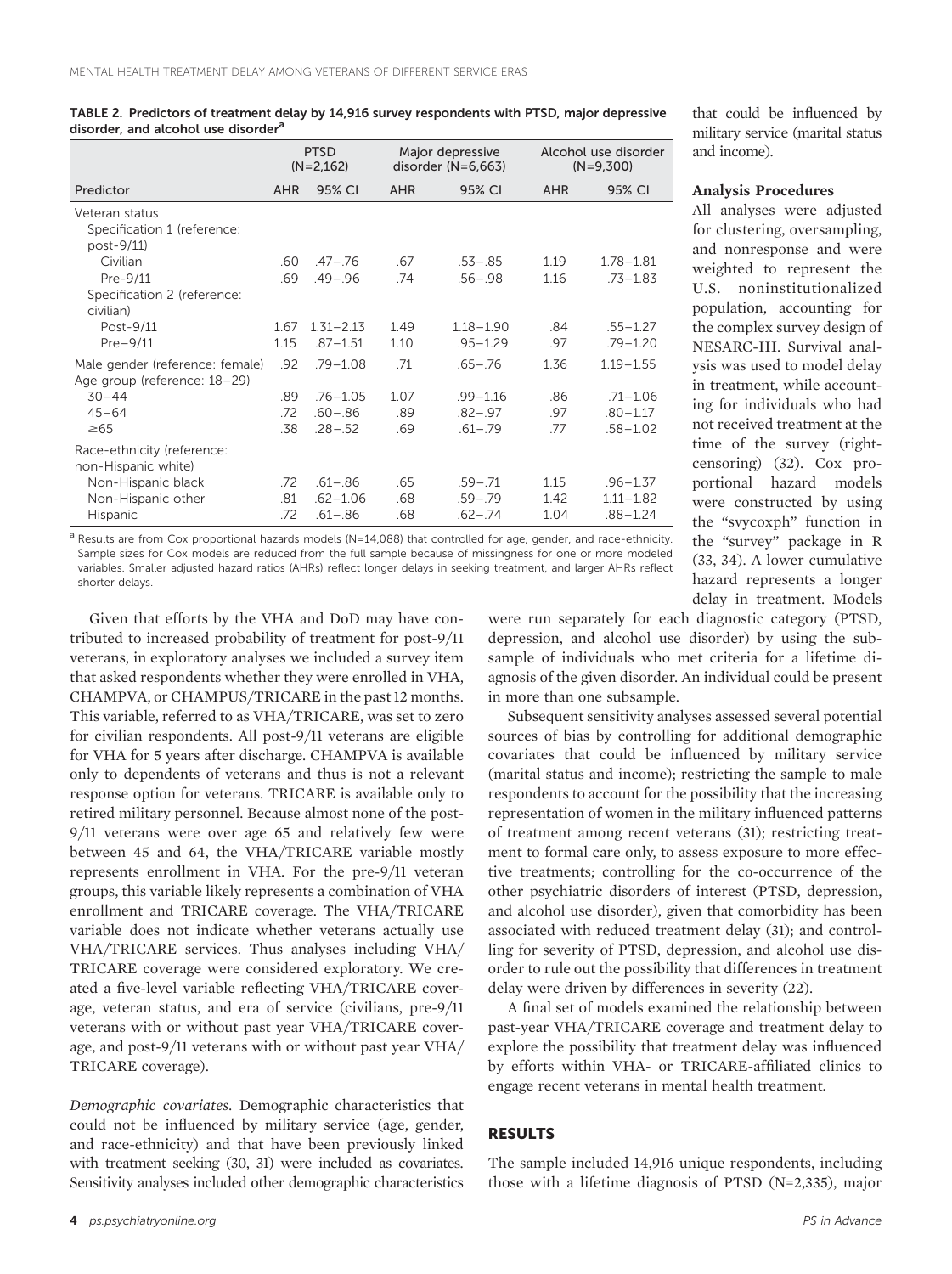**TABLE 2. Predictors of treatment delay by 14,916 survey respondents with PTSD, major depressive disorder, and alcohol use disorder[a]**

| | PTSD (N=2,162) | | Major depressive disorder (N=6,663) | | Alcohol use disorder (N=9,300) | |
|---|---|---|---|---|---|---|
| Predictor | AHR | 95% CI | AHR | 95% CI | AHR | 95% CI |
| Veteran status | | | | | | |
| Specification 1 (reference: post-9/11) | | | | | | |
| Civilian | .60 | .47–.76 | .67 | .53–.85 | 1.19 | 1.78–1.81 |
| Pre-9/11 | .69 | .49–.96 | .74 | .56–.98 | 1.16 | .73–1.83 |
| Specification 2 (reference: civilian) | | | | | | |
| Post-9/11 | 1.67 | 1.31–2.13 | 1.49 | 1.18–1.90 | .84 | .55–1.27 |
| Pre–9/11 | 1.15 | .87–1.51 | 1.10 | .95–1.29 | .97 | .79–1.20 |
| Male gender (reference: female) | .92 | .79–1.08 | .71 | .65–.76 | 1.36 | 1.19–1.55 |
| Age group (reference: 18–29) | | | | | | |
| 30–44 | .89 | .76–1.05 | 1.07 | .99–1.16 | .86 | .71–1.06 |
| 45–64 | .72 | .60–.86 | .89 | .82–.97 | .97 | .80–1.17 |
| ≥65 | .38 | .28–.52 | .69 | .61–.79 | .77 | .58–1.02 |
| Race-ethnicity (reference: non-Hispanic white) | | | | | | |
| Non-Hispanic black | .72 | .61–.86 | .65 | .59–.71 | 1.15 | .96–1.37 |
| Non-Hispanic other | .81 | .62–1.06 | .68 | .59–.79 | 1.42 | 1.11–1.82 |
| Hispanic | .72 | .61–.86 | .68 | .62–.74 | 1.04 | .88–1.24 |

[a] Results are from Cox proportional hazards models (N=14,088) that controlled for age, gender, and race-ethnicity. Sample sizes for Cox models are reduced from the full sample because of missingness for one or more modeled variables. Smaller adjusted hazard ratios (AHRs) reflect longer delays in seeking treatment, and larger AHRs reflect shorter delays.

Given that efforts by the VHA and DoD may have contributed to increased probability of treatment for post-9/11 veterans, in exploratory analyses we included a survey item that asked respondents whether they were enrolled in VHA, CHAMPVA, or CHAMPUS/TRICARE in the past 12 months. This variable, referred to as VHA/TRICARE, was set to zero for civilian respondents. All post-9/11 veterans are eligible for VHA for 5 years after discharge. CHAMPVA is available only to dependents of veterans and thus is not a relevant response option for veterans. TRICARE is available only to retired military personnel. Because almost none of the post-9/11 veterans were over age 65 and relatively few were between 45 and 64, the VHA/TRICARE variable mostly represents enrollment in VHA. For the pre-9/11 veteran groups, this variable likely represents a combination of VHA enrollment and TRICARE coverage. The VHA/TRICARE variable does not indicate whether veterans actually use VHA/TRICARE services. Thus analyses including VHA/TRICARE coverage were considered exploratory. We created a five-level variable reflecting VHA/TRICARE coverage, veteran status, and era of service (civilians, pre-9/11 veterans with or without past year VHA/TRICARE coverage, and post-9/11 veterans with or without past year VHA/TRICARE coverage).

*Demographic covariates*. Demographic characteristics that could not be influenced by military service (age, gender, and race-ethnicity) and that have been previously linked with treatment seeking (30, 31) were included as covariates. Sensitivity analyses included other demographic characteristics that could be influenced by military service (marital status and income).

### Analysis Procedures

All analyses were adjusted for clustering, oversampling, and nonresponse and were weighted to represent the U.S. noninstitutionalized population, accounting for the complex survey design of NESARC-III. Survival analysis was used to model delay in treatment, while accounting for individuals who had not received treatment at the time of the survey (right-censoring) (32). Cox proportional hazard models were constructed by using the "svycoxph" function in the "survey" package in R (33, 34). A lower cumulative hazard represents a longer delay in treatment. Models were run separately for each diagnostic category (PTSD, depression, and alcohol use disorder) by using the subsample of individuals who met criteria for a lifetime diagnosis of the given disorder. An individual could be present in more than one subsample.

Subsequent sensitivity analyses assessed several potential sources of bias by controlling for additional demographic covariates that could be influenced by military service (marital status and income); restricting the sample to male respondents to account for the possibility that the increasing representation of women in the military influenced patterns of treatment among recent veterans (31); restricting treatment to formal care only, to assess exposure to more effective treatments; controlling for the co-occurrence of the other psychiatric disorders of interest (PTSD, depression, and alcohol use disorder), given that comorbidity has been associated with reduced treatment delay (31); and controlling for severity of PTSD, depression, and alcohol use disorder to rule out the possibility that differences in treatment delay were driven by differences in severity (22).

A final set of models examined the relationship between past-year VHA/TRICARE coverage and treatment delay to explore the possibility that treatment delay was influenced by efforts within VHA- or TRICARE-affiliated clinics to engage recent veterans in mental health treatment.

## RESULTS

The sample included 14,916 unique respondents, including those with a lifetime diagnosis of PTSD (N=2,335), major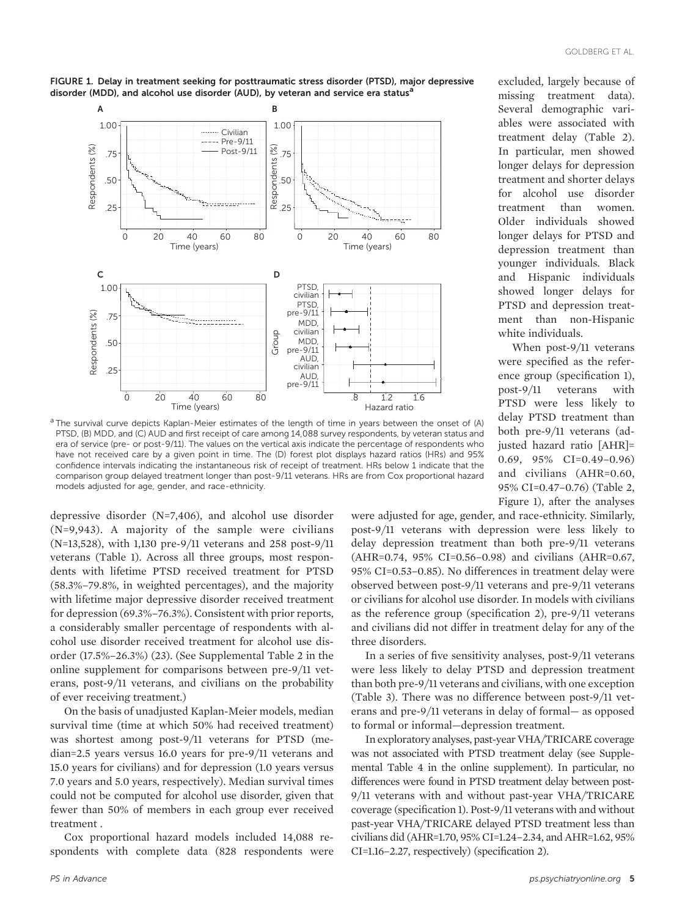**FIGURE 1. Delay in treatment seeking for posttraumatic stress disorder (PTSD), major depressive disorder (MDD), and alcohol use disorder (AUD), by veteran and service era status[a]**

[a] The survival curve depicts Kaplan-Meier estimates of the length of time in years between the onset of (A) PTSD, (B) MDD, and (C) AUD and first receipt of care among 14,088 survey respondents, by veteran status and era of service (pre- or post-9/11). The values on the vertical axis indicate the percentage of respondents who have not received care by a given point in time. The (D) forest plot displays hazard ratios (HRs) and 95% confidence intervals indicating the instantaneous risk of receipt of treatment. HRs below 1 indicate that the comparison group delayed treatment longer than post-9/11 veterans. HRs are from Cox proportional hazard models adjusted for age, gender, and race-ethnicity.

depressive disorder (N=7,406), and alcohol use disorder (N=9,943). A majority of the sample were civilians (N=13,528), with 1,130 pre-9/11 veterans and 258 post-9/11 veterans (Table 1). Across all three groups, most respondents with lifetime PTSD received treatment for PTSD (58.3%–79.8%, in weighted percentages), and the majority with lifetime major depressive disorder received treatment for depression (69.3%–76.3%). Consistent with prior reports, a considerably smaller percentage of respondents with alcohol use disorder received treatment for alcohol use disorder (17.5%–26.3%) (23). (See Supplemental Table 2 in the online supplement for comparisons between pre-9/11 veterans, post-9/11 veterans, and civilians on the probability of ever receiving treatment.)

On the basis of unadjusted Kaplan-Meier models, median survival time (time at which 50% had received treatment) was shortest among post-9/11 veterans for PTSD (median=2.5 years versus 16.0 years for pre-9/11 veterans and 15.0 years for civilians) and for depression (1.0 years versus 7.0 years and 5.0 years, respectively). Median survival times could not be computed for alcohol use disorder, given that fewer than 50% of members in each group ever received treatment .

Cox proportional hazard models included 14,088 respondents with complete data (828 respondents were excluded, largely because of missing treatment data). Several demographic variables were associated with treatment delay (Table 2). In particular, men showed longer delays for depression treatment and shorter delays for alcohol use disorder treatment than women. Older individuals showed longer delays for PTSD and depression treatment than younger individuals. Black and Hispanic individuals showed longer delays for PTSD and depression treatment than non-Hispanic white individuals.

When post-9/11 veterans were specified as the reference group (specification 1), post-9/11 veterans with PTSD were less likely to delay PTSD treatment than both pre-9/11 veterans (adjusted hazard ratio [AHR]= 0.69, 95% CI=0.49–0.96) and civilians (AHR=0.60, 95% CI=0.47–0.76) (Table 2, Figure 1), after the analyses were adjusted for age, gender, and race-ethnicity. Similarly, post-9/11 veterans with depression were less likely to delay depression treatment than both pre-9/11 veterans (AHR=0.74, 95% CI=0.56–0.98) and civilians (AHR=0.67, 95% CI=0.53–0.85). No differences in treatment delay were observed between post-9/11 veterans and pre-9/11 veterans or civilians for alcohol use disorder. In models with civilians as the reference group (specification 2), pre-9/11 veterans and civilians did not differ in treatment delay for any of the three disorders.

In a series of five sensitivity analyses, post-9/11 veterans were less likely to delay PTSD and depression treatment than both pre-9/11 veterans and civilians, with one exception (Table 3). There was no difference between post-9/11 veterans and pre-9/11 veterans in delay of formal— as opposed to formal or informal—depression treatment.

In exploratory analyses, past-year VHA/TRICARE coverage was not associated with PTSD treatment delay (see Supplemental Table 4 in the online supplement). In particular, no differences were found in PTSD treatment delay between post-9/11 veterans with and without past-year VHA/TRICARE coverage (specification 1). Post-9/11 veterans with and without past-year VHA/TRICARE delayed PTSD treatment less than civilians did (AHR=1.70, 95% CI=1.24–2.34, and AHR=1.62, 95% CI=1.16–2.27, respectively) (specification 2).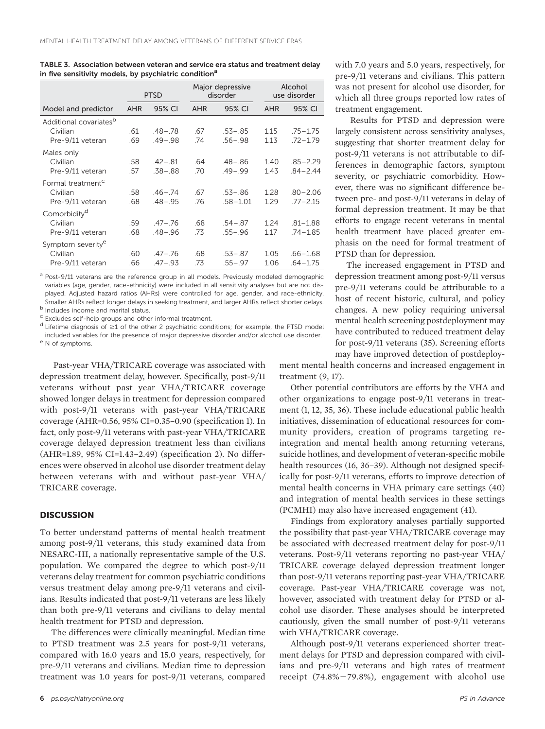**TABLE 3. Association between veteran and service era status and treatment delay in five sensitivity models, by psychiatric condition[a]**

| Model and predictor | PTSD | | Major depressive disorder | | Alcohol use disorder | |
|---|---|---|---|---|---|---|
| | AHR | 95% CI | AHR | 95% CI | AHR | 95% CI |
| Additional covariates[b] | | | | | | |
| Civilian | .61 | .48–.78 | .67 | .53–.85 | 1.15 | .75–1.75 |
| Pre-9/11 veteran | .69 | .49–.98 | .74 | .56–.98 | 1.13 | .72–1.79 |
| Males only | | | | | | |
| Civilian | .58 | .42–.81 | .64 | .48–.86 | 1.40 | .85–2.29 |
| Pre-9/11 veteran | .57 | .38–.88 | .70 | .49–.99 | 1.43 | .84–2.44 |
| Formal treatment[c] | | | | | | |
| Civilian | .58 | .46–.74 | .67 | .53–.86 | 1.28 | .80–2.06 |
| Pre-9/11 veteran | .68 | .48–.95 | .76 | .58–1.01 | 1.29 | .77–2.15 |
| Comorbidity[d] | | | | | | |
| Civilian | .59 | .47–.76 | .68 | .54–.87 | 1.24 | .81–1.88 |
| Pre-9/11 veteran | .68 | .48–.96 | .73 | .55–.96 | 1.17 | .74–1.85 |
| Symptom severity[e] | | | | | | |
| Civilian | .60 | .47–.76 | .68 | .53–.87 | 1.05 | .66–1.68 |
| Pre-9/11 veteran | .66 | .47–.93 | .73 | .55–.97 | 1.06 | .64–1.75 |

[a] Post-9/11 veterans are the reference group in all models. Previously modeled demographic variables (age, gender, race-ethnicity) were included in all sensitivity analyses but are not displayed. Adjusted hazard ratios (AHRs) were controlled for age, gender, and race-ethnicity. Smaller AHRs reflect longer delays in seeking treatment, and larger AHRs reflect shorter delays.
[b] Includes income and marital status.
[c] Excludes self-help groups and other informal treatment.
[d] Lifetime diagnosis of ≥1 of the other 2 psychiatric conditions; for example, the PTSD model included variables for the presence of major depressive disorder and/or alcohol use disorder.
[e] N of symptoms.

Past-year VHA/TRICARE coverage was associated with depression treatment delay, however. Specifically, post-9/11 veterans without past year VHA/TRICARE coverage showed longer delays in treatment for depression compared with post-9/11 veterans with past-year VHA/TRICARE coverage (AHR=0.56, 95% CI=0.35–0.90 (specification 1). In fact, only post-9/11 veterans with past-year VHA/TRICARE coverage delayed depression treatment less than civilians (AHR=1.89, 95% CI=1.43–2.49) (specification 2). No differences were observed in alcohol use disorder treatment delay between veterans with and without past-year VHA/TRICARE coverage.

## DISCUSSION

To better understand patterns of mental health treatment among post-9/11 veterans, this study examined data from NESARC-III, a nationally representative sample of the U.S. population. We compared the degree to which post-9/11 veterans delay treatment for common psychiatric conditions versus treatment delay among pre-9/11 veterans and civilians. Results indicated that post-9/11 veterans are less likely than both pre-9/11 veterans and civilians to delay mental health treatment for PTSD and depression.

The differences were clinically meaningful. Median time to PTSD treatment was 2.5 years for post-9/11 veterans, compared with 16.0 years and 15.0 years, respectively, for pre-9/11 veterans and civilians. Median time to depression treatment was 1.0 years for post-9/11 veterans, compared with 7.0 years and 5.0 years, respectively, for pre-9/11 veterans and civilians. This pattern was not present for alcohol use disorder, for which all three groups reported low rates of treatment engagement.

Results for PTSD and depression were largely consistent across sensitivity analyses, suggesting that shorter treatment delay for post-9/11 veterans is not attributable to differences in demographic factors, symptom severity, or psychiatric comorbidity. However, there was no significant difference between pre- and post-9/11 veterans in delay of formal depression treatment. It may be that efforts to engage recent veterans in mental health treatment have placed greater emphasis on the need for formal treatment of PTSD than for depression.

The increased engagement in PTSD and depression treatment among post-9/11 versus pre-9/11 veterans could be attributable to a host of recent historic, cultural, and policy changes. A new policy requiring universal mental health screening postdeployment may have contributed to reduced treatment delay for post-9/11 veterans (35). Screening efforts may have improved detection of postdeployment mental health concerns and increased engagement in treatment (9, 17).

Other potential contributors are efforts by the VHA and other organizations to engage post-9/11 veterans in treatment (1, 12, 35, 36). These include educational public health initiatives, dissemination of educational resources for community providers, creation of programs targeting reintegration and mental health among returning veterans, suicide hotlines, and development of veteran-specific mobile health resources (16, 36–39). Although not designed specifically for post-9/11 veterans, efforts to improve detection of mental health concerns in VHA primary care settings (40) and integration of mental health services in these settings (PCMHI) may also have increased engagement (41).

Findings from exploratory analyses partially supported the possibility that past-year VHA/TRICARE coverage may be associated with decreased treatment delay for post-9/11 veterans. Post-9/11 veterans reporting no past-year VHA/TRICARE coverage delayed depression treatment longer than post-9/11 veterans reporting past-year VHA/TRICARE coverage. Past-year VHA/TRICARE coverage was not, however, associated with treatment delay for PTSD or alcohol use disorder. These analyses should be interpreted cautiously, given the small number of post-9/11 veterans with VHA/TRICARE coverage.

Although post-9/11 veterans experienced shorter treatment delays for PTSD and depression compared with civilians and pre-9/11 veterans and high rates of treatment receipt (74.8%−79.8%), engagement with alcohol use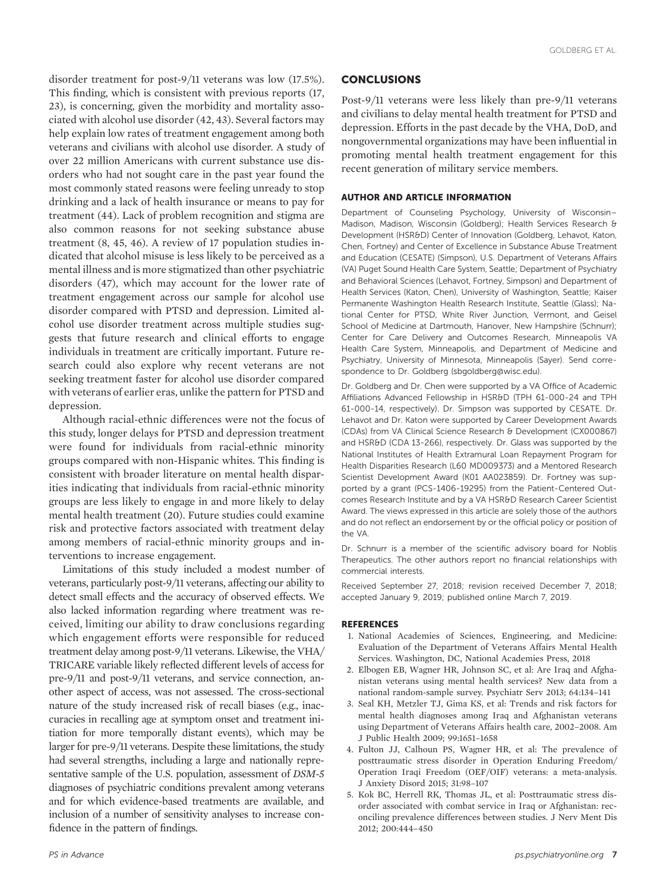disorder treatment for post-9/11 veterans was low (17.5%). This finding, which is consistent with previous reports (17, 23), is concerning, given the morbidity and mortality associated with alcohol use disorder (42, 43). Several factors may help explain low rates of treatment engagement among both veterans and civilians with alcohol use disorder. A study of over 22 million Americans with current substance use disorders who had not sought care in the past year found the most commonly stated reasons were feeling unready to stop drinking and a lack of health insurance or means to pay for treatment (44). Lack of problem recognition and stigma are also common reasons for not seeking substance abuse treatment (8, 45, 46). A review of 17 population studies indicated that alcohol misuse is less likely to be perceived as a mental illness and is more stigmatized than other psychiatric disorders (47), which may account for the lower rate of treatment engagement across our sample for alcohol use disorder compared with PTSD and depression. Limited alcohol use disorder treatment across multiple studies suggests that future research and clinical efforts to engage individuals in treatment are critically important. Future research could also explore why recent veterans are not seeking treatment faster for alcohol use disorder compared with veterans of earlier eras, unlike the pattern for PTSD and depression.

Although racial-ethnic differences were not the focus of this study, longer delays for PTSD and depression treatment were found for individuals from racial-ethnic minority groups compared with non-Hispanic whites. This finding is consistent with broader literature on mental health disparities indicating that individuals from racial-ethnic minority groups are less likely to engage in and more likely to delay mental health treatment (20). Future studies could examine risk and protective factors associated with treatment delay among members of racial-ethnic minority groups and interventions to increase engagement.

Limitations of this study included a modest number of veterans, particularly post-9/11 veterans, affecting our ability to detect small effects and the accuracy of observed effects. We also lacked information regarding where treatment was received, limiting our ability to draw conclusions regarding which engagement efforts were responsible for reduced treatment delay among post-9/11 veterans. Likewise, the VHA/TRICARE variable likely reflected different levels of access for pre-9/11 and post-9/11 veterans, and service connection, another aspect of access, was not assessed. The cross-sectional nature of the study increased risk of recall biases (e.g., inaccuracies in recalling age at symptom onset and treatment initiation for more temporally distant events), which may be larger for pre-9/11 veterans. Despite these limitations, the study had several strengths, including a large and nationally representative sample of the U.S. population, assessment of *DSM-5* diagnoses of psychiatric conditions prevalent among veterans and for which evidence-based treatments are available, and inclusion of a number of sensitivity analyses to increase confidence in the pattern of findings.

## CONCLUSIONS

Post-9/11 veterans were less likely than pre-9/11 veterans and civilians to delay mental health treatment for PTSD and depression. Efforts in the past decade by the VHA, DoD, and nongovernmental organizations may have been influential in promoting mental health treatment engagement for this recent generation of military service members.

### AUTHOR AND ARTICLE INFORMATION

Department of Counseling Psychology, University of Wisconsin–Madison, Madison, Wisconsin (Goldberg); Health Services Research & Development (HSR&D) Center of Innovation (Goldberg, Lehavot, Katon, Chen, Fortney) and Center of Excellence in Substance Abuse Treatment and Education (CESATE) (Simpson), U.S. Department of Veterans Affairs (VA) Puget Sound Health Care System, Seattle; Department of Psychiatry and Behavioral Sciences (Lehavot, Fortney, Simpson) and Department of Health Services (Katon, Chen), University of Washington, Seattle; Kaiser Permanente Washington Health Research Institute, Seattle (Glass); National Center for PTSD, White River Junction, Vermont, and Geisel School of Medicine at Dartmouth, Hanover, New Hampshire (Schnurr); Center for Care Delivery and Outcomes Research, Minneapolis VA Health Care System, Minneapolis, and Department of Medicine and Psychiatry, University of Minnesota, Minneapolis (Sayer). Send correspondence to Dr. Goldberg (sbgoldberg@wisc.edu).

Dr. Goldberg and Dr. Chen were supported by a VA Office of Academic Affiliations Advanced Fellowship in HSR&D (TPH 61-000-24 and TPH 61-000-14, respectively). Dr. Simpson was supported by CESATE. Dr. Lehavot and Dr. Katon were supported by Career Development Awards (CDAs) from VA Clinical Science Research & Development (CX000867) and HSR&D (CDA 13-266), respectively. Dr. Glass was supported by the National Institutes of Health Extramural Loan Repayment Program for Health Disparities Research (L60 MD009373) and a Mentored Research Scientist Development Award (K01 AA023859). Dr. Fortney was supported by a grant (PCS-1406-19295) from the Patient-Centered Outcomes Research Institute and by a VA HSR&D Research Career Scientist Award. The views expressed in this article are solely those of the authors and do not reflect an endorsement by or the official policy or position of the VA.

Dr. Schnurr is a member of the scientific advisory board for Noblis Therapeutics. The other authors report no financial relationships with commercial interests.

Received September 27, 2018; revision received December 7, 2018; accepted January 9, 2019; published online March 7, 2019.

### REFERENCES

1. National Academies of Sciences, Engineering, and Medicine: Evaluation of the Department of Veterans Affairs Mental Health Services. Washington, DC, National Academies Press, 2018
2. Elbogen EB, Wagner HR, Johnson SC, et al: Are Iraq and Afghanistan veterans using mental health services? New data from a national random-sample survey. Psychiatr Serv 2013; 64:134–141
3. Seal KH, Metzler TJ, Gima KS, et al: Trends and risk factors for mental health diagnoses among Iraq and Afghanistan veterans using Department of Veterans Affairs health care, 2002–2008. Am J Public Health 2009; 99:1651–1658
4. Fulton JJ, Calhoun PS, Wagner HR, et al: The prevalence of posttraumatic stress disorder in Operation Enduring Freedom/Operation Iraqi Freedom (OEF/OIF) veterans: a meta-analysis. J Anxiety Disord 2015; 31:98–107
5. Kok BC, Herrell RK, Thomas JL, et al: Posttraumatic stress disorder associated with combat service in Iraq or Afghanistan: reconciling prevalence differences between studies. J Nerv Ment Dis 2012; 200:444–450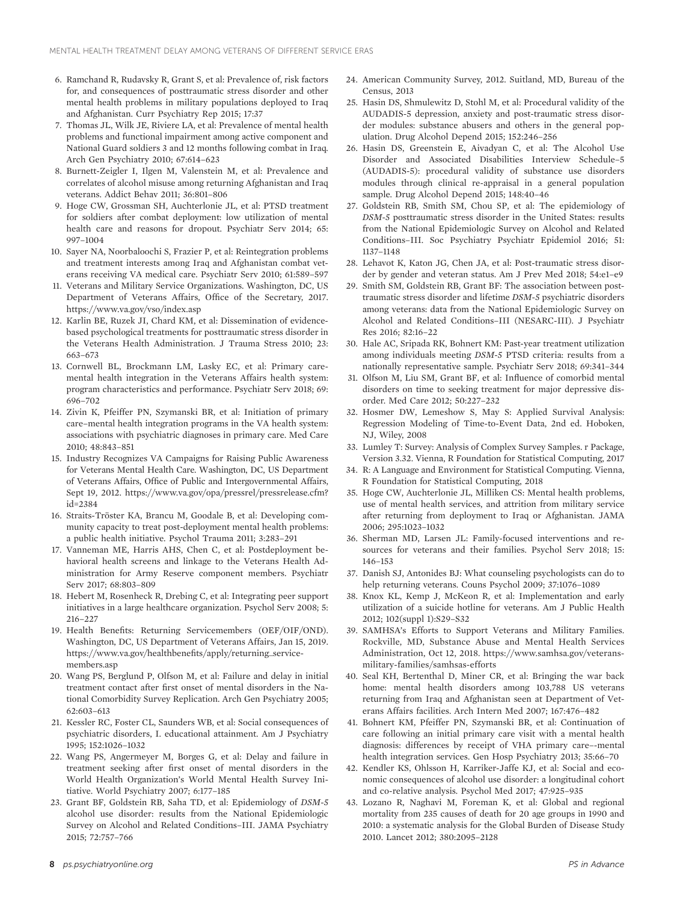6. Ramchand R, Rudavsky R, Grant S, et al: Prevalence of, risk factors for, and consequences of posttraumatic stress disorder and other mental health problems in military populations deployed to Iraq and Afghanistan. Curr Psychiatry Rep 2015; 17:37
7. Thomas JL, Wilk JE, Riviere LA, et al: Prevalence of mental health problems and functional impairment among active component and National Guard soldiers 3 and 12 months following combat in Iraq. Arch Gen Psychiatry 2010; 67:614–623
8. Burnett-Zeigler I, Ilgen M, Valenstein M, et al: Prevalence and correlates of alcohol misuse among returning Afghanistan and Iraq veterans. Addict Behav 2011; 36:801–806
9. Hoge CW, Grossman SH, Auchterlonie JL, et al: PTSD treatment for soldiers after combat deployment: low utilization of mental health care and reasons for dropout. Psychiatr Serv 2014; 65: 997–1004
10. Sayer NA, Noorbaloochi S, Frazier P, et al: Reintegration problems and treatment interests among Iraq and Afghanistan combat veterans receiving VA medical care. Psychiatr Serv 2010; 61:589–597
11. Veterans and Military Service Organizations. Washington, DC, US Department of Veterans Affairs, Office of the Secretary, 2017. https://www.va.gov/vso/index.asp
12. Karlin BE, Ruzek JI, Chard KM, et al: Dissemination of evidence-based psychological treatments for posttraumatic stress disorder in the Veterans Health Administration. J Trauma Stress 2010; 23: 663–673
13. Cornwell BL, Brockmann LM, Lasky EC, et al: Primary care-mental health integration in the Veterans Affairs health system: program characteristics and performance. Psychiatr Serv 2018; 69: 696–702
14. Zivin K, Pfeiffer PN, Szymanski BR, et al: Initiation of primary care–mental health integration programs in the VA health system: associations with psychiatric diagnoses in primary care. Med Care 2010; 48:843–851
15. Industry Recognizes VA Campaigns for Raising Public Awareness for Veterans Mental Health Care. Washington, DC, US Department of Veterans Affairs, Office of Public and Intergovernmental Affairs, Sept 19, 2012. https://www.va.gov/opa/pressrel/pressrelease.cfm?id=2384
16. Straits-Tröster KA, Brancu M, Goodale B, et al: Developing community capacity to treat post-deployment mental health problems: a public health initiative. Psychol Trauma 2011; 3:283–291
17. Vanneman ME, Harris AHS, Chen C, et al: Postdeployment behavioral health screens and linkage to the Veterans Health Administration for Army Reserve component members. Psychiatr Serv 2017; 68:803–809
18. Hebert M, Rosenheck R, Drebing C, et al: Integrating peer support initiatives in a large healthcare organization. Psychol Serv 2008; 5: 216–227
19. Health Benefits: Returning Servicemembers (OEF/OIF/OND). Washington, DC, US Department of Veterans Affairs, Jan 15, 2019. https://www.va.gov/healthbenefits/apply/returning_service-members.asp
20. Wang PS, Berglund P, Olfson M, et al: Failure and delay in initial treatment contact after first onset of mental disorders in the National Comorbidity Survey Replication. Arch Gen Psychiatry 2005; 62:603–613
21. Kessler RC, Foster CL, Saunders WB, et al: Social consequences of psychiatric disorders, I. educational attainment. Am J Psychiatry 1995; 152:1026–1032
22. Wang PS, Angermeyer M, Borges G, et al: Delay and failure in treatment seeking after first onset of mental disorders in the World Health Organization's World Mental Health Survey Initiative. World Psychiatry 2007; 6:177–185
23. Grant BF, Goldstein RB, Saha TD, et al: Epidemiology of *DSM-5* alcohol use disorder: results from the National Epidemiologic Survey on Alcohol and Related Conditions–III. JAMA Psychiatry 2015; 72:757–766
24. American Community Survey, 2012. Suitland, MD, Bureau of the Census, 2013
25. Hasin DS, Shmulewitz D, Stohl M, et al: Procedural validity of the AUDADIS-5 depression, anxiety and post-traumatic stress disorder modules: substance abusers and others in the general population. Drug Alcohol Depend 2015; 152:246–256
26. Hasin DS, Greenstein E, Aivadyan C, et al: The Alcohol Use Disorder and Associated Disabilities Interview Schedule–5 (AUDADIS-5): procedural validity of substance use disorders modules through clinical re-appraisal in a general population sample. Drug Alcohol Depend 2015; 148:40–46
27. Goldstein RB, Smith SM, Chou SP, et al: The epidemiology of *DSM-5* posttraumatic stress disorder in the United States: results from the National Epidemiologic Survey on Alcohol and Related Conditions–III. Soc Psychiatry Psychiatr Epidemiol 2016; 51: 1137–1148
28. Lehavot K, Katon JG, Chen JA, et al: Post-traumatic stress disorder by gender and veteran status. Am J Prev Med 2018; 54:e1–e9
29. Smith SM, Goldstein RB, Grant BF: The association between post-traumatic stress disorder and lifetime *DSM-5* psychiatric disorders among veterans: data from the National Epidemiologic Survey on Alcohol and Related Conditions–III (NESARC-III). J Psychiatr Res 2016; 82:16–22
30. Hale AC, Sripada RK, Bohnert KM: Past-year treatment utilization among individuals meeting *DSM-5* PTSD criteria: results from a nationally representative sample. Psychiatr Serv 2018; 69:341–344
31. Olfson M, Liu SM, Grant BF, et al: Influence of comorbid mental disorders on time to seeking treatment for major depressive disorder. Med Care 2012; 50:227–232
32. Hosmer DW, Lemeshow S, May S: Applied Survival Analysis: Regression Modeling of Time-to-Event Data, 2nd ed. Hoboken, NJ, Wiley, 2008
33. Lumley T: Survey: Analysis of Complex Survey Samples. r Package, Version 3.32. Vienna, R Foundation for Statistical Computing, 2017
34. R: A Language and Environment for Statistical Computing. Vienna, R Foundation for Statistical Computing, 2018
35. Hoge CW, Auchterlonie JL, Milliken CS: Mental health problems, use of mental health services, and attrition from military service after returning from deployment to Iraq or Afghanistan. JAMA 2006; 295:1023–1032
36. Sherman MD, Larsen JL: Family-focused interventions and resources for veterans and their families. Psychol Serv 2018; 15: 146–153
37. Danish SJ, Antonides BJ: What counseling psychologists can do to help returning veterans. Couns Psychol 2009; 37:1076–1089
38. Knox KL, Kemp J, McKeon R, et al: Implementation and early utilization of a suicide hotline for veterans. Am J Public Health 2012; 102(suppl 1):S29–S32
39. SAMHSA's Efforts to Support Veterans and Military Families. Rockville, MD, Substance Abuse and Mental Health Services Administration, Oct 12, 2018. https://www.samhsa.gov/veterans-military-families/samhsas-efforts
40. Seal KH, Bertenthal D, Miner CR, et al: Bringing the war back home: mental health disorders among 103,788 US veterans returning from Iraq and Afghanistan seen at Department of Veterans Affairs facilities. Arch Intern Med 2007; 167:476–482
41. Bohnert KM, Pfeiffer PN, Szymanski BR, et al: Continuation of care following an initial primary care visit with a mental health diagnosis: differences by receipt of VHA primary care–-mental health integration services. Gen Hosp Psychiatry 2013; 35:66–70
42. Kendler KS, Ohlsson H, Karriker-Jaffe KJ, et al: Social and economic consequences of alcohol use disorder: a longitudinal cohort and co-relative analysis. Psychol Med 2017; 47:925–935
43. Lozano R, Naghavi M, Foreman K, et al: Global and regional mortality from 235 causes of death for 20 age groups in 1990 and 2010: a systematic analysis for the Global Burden of Disease Study 2010. Lancet 2012; 380:2095–2128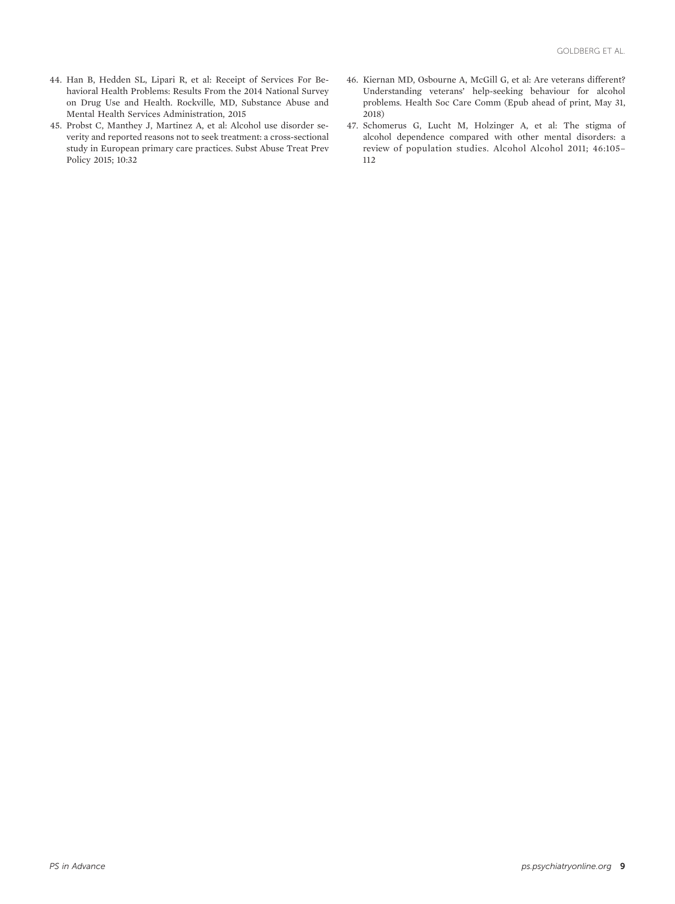44. Han B, Hedden SL, Lipari R, et al: Receipt of Services For Behavioral Health Problems: Results From the 2014 National Survey on Drug Use and Health. Rockville, MD, Substance Abuse and Mental Health Services Administration, 2015
45. Probst C, Manthey J, Martinez A, et al: Alcohol use disorder severity and reported reasons not to seek treatment: a cross-sectional study in European primary care practices. Subst Abuse Treat Prev Policy 2015; 10:32
46. Kiernan MD, Osbourne A, McGill G, et al: Are veterans different? Understanding veterans' help-seeking behaviour for alcohol problems. Health Soc Care Comm (Epub ahead of print, May 31, 2018)
47. Schomerus G, Lucht M, Holzinger A, et al: The stigma of alcohol dependence compared with other mental disorders: a review of population studies. Alcohol Alcohol 2011; 46:105–112